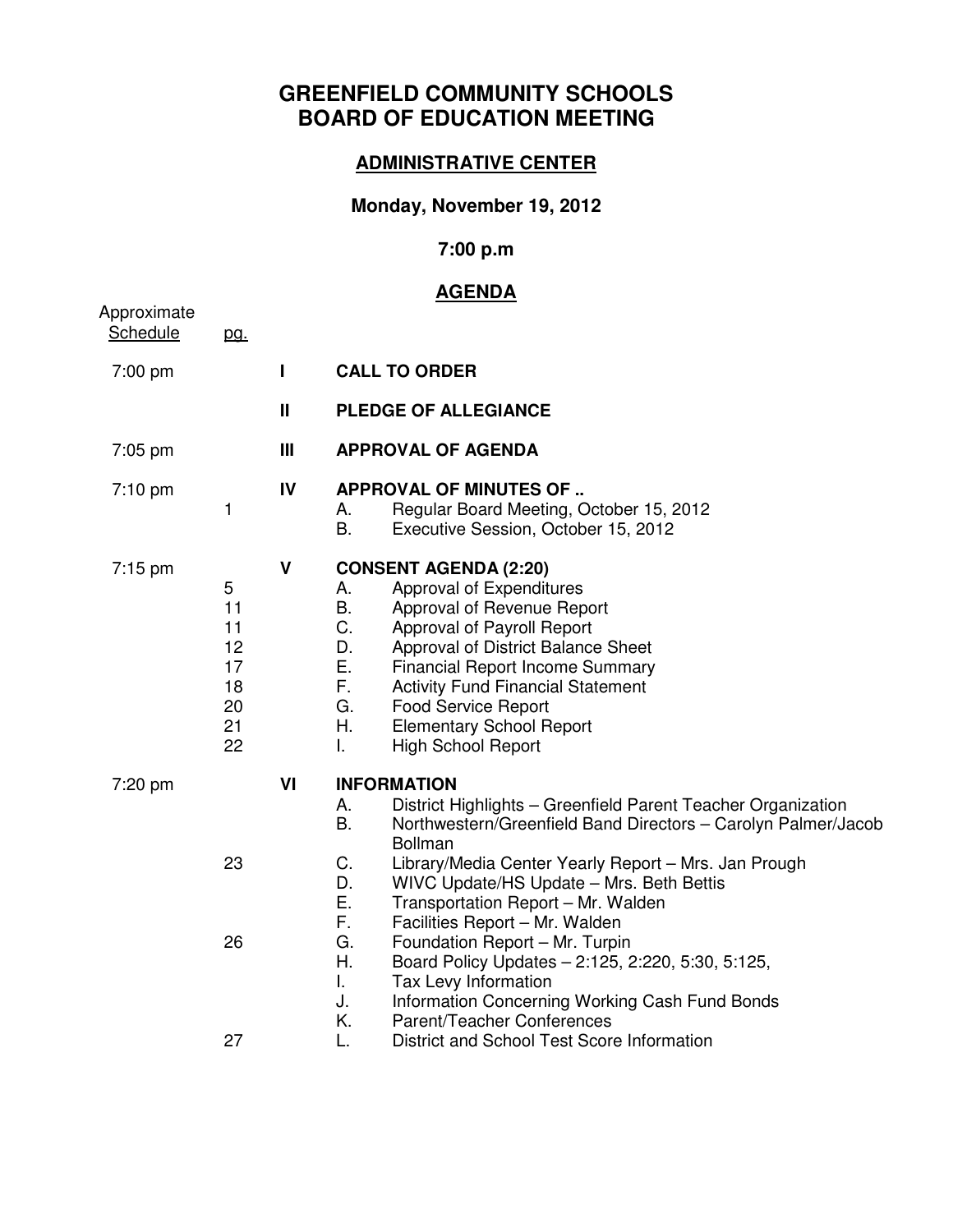# GREENFIELD COMMUNITY SCHOOLS
# BOARD OF EDUCATION MEETING

## ADMINISTRATIVE CENTER

**Monday, November 19, 2012**

**7:00 p.m**

## AGENDA

| Approximate Schedule | pg. | | |
|---|---|---|---|
| 7:00 pm | | I | **CALL TO ORDER** |
| | | II | **PLEDGE OF ALLEGIANCE** |
| 7:05 pm | | III | **APPROVAL OF AGENDA** |
| 7:10 pm | | IV | **APPROVAL OF MINUTES OF ..** |
| | 1 | | A. Regular Board Meeting, October 15, 2012 |
| | | | B. Executive Session, October 15, 2012 |
| 7:15 pm | | V | **CONSENT AGENDA (2:20)** |
| | 5 | | A. Approval of Expenditures |
| | 11 | | B. Approval of Revenue Report |
| | 11 | | C. Approval of Payroll Report |
| | 12 | | D. Approval of District Balance Sheet |
| | 17 | | E. Financial Report Income Summary |
| | 18 | | F. Activity Fund Financial Statement |
| | 20 | | G. Food Service Report |
| | 21 | | H. Elementary School Report |
| | 22 | | I. High School Report |
| 7:20 pm | | VI | **INFORMATION** |
| | | | A. District Highlights – Greenfield Parent Teacher Organization |
| | | | B. Northwestern/Greenfield Band Directors – Carolyn Palmer/Jacob Bollman |
| | 23 | | C. Library/Media Center Yearly Report – Mrs. Jan Prough |
| | | | D. WIVC Update/HS Update – Mrs. Beth Bettis |
| | | | E. Transportation Report – Mr. Walden |
| | | | F. Facilities Report – Mr. Walden |
| | 26 | | G. Foundation Report – Mr. Turpin |
| | | | H. Board Policy Updates – 2:125, 2:220, 5:30, 5:125, |
| | | | I. Tax Levy Information |
| | | | J. Information Concerning Working Cash Fund Bonds |
| | | | K. Parent/Teacher Conferences |
| | 27 | | L. District and School Test Score Information |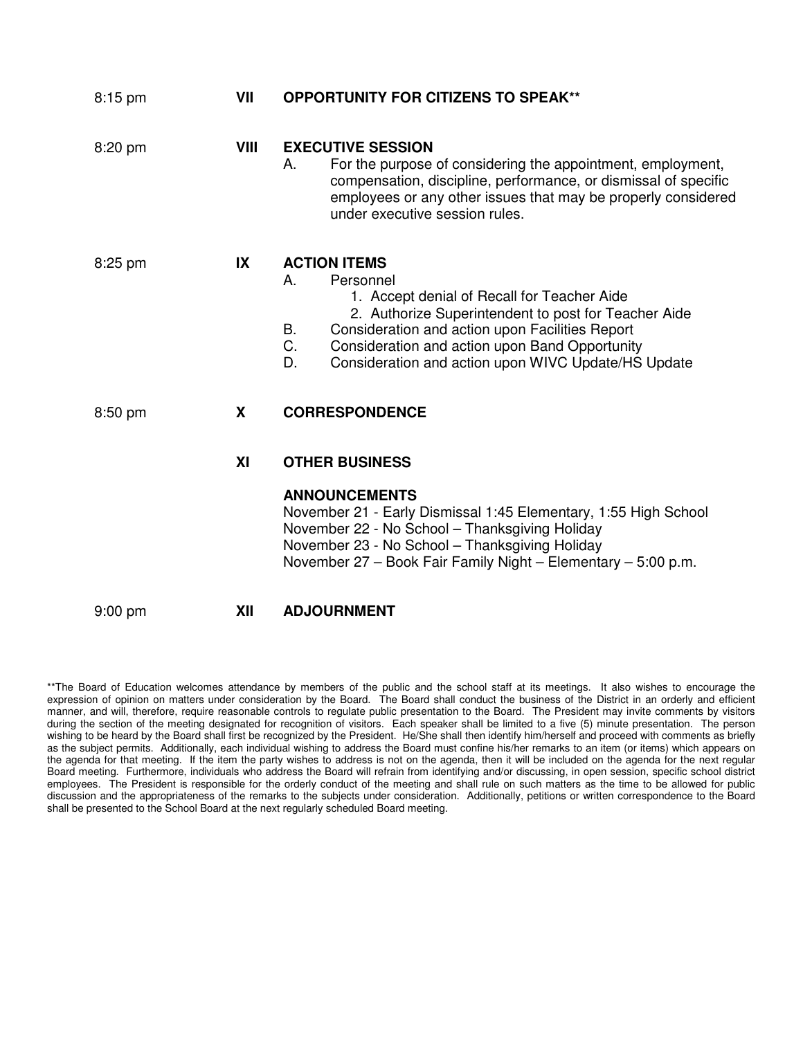8:15 pm **VII** **OPPORTUNITY FOR CITIZENS TO SPEAK****

8:20 pm **VIII** **EXECUTIVE SESSION**

A. For the purpose of considering the appointment, employment, compensation, discipline, performance, or dismissal of specific employees or any other issues that may be properly considered under executive session rules.

8:25 pm **IX** **ACTION ITEMS**

A. Personnel
   1. Accept denial of Recall for Teacher Aide
   2. Authorize Superintendent to post for Teacher Aide

B. Consideration and action upon Facilities Report

C. Consideration and action upon Band Opportunity

D. Consideration and action upon WIVC Update/HS Update

8:50 pm **X** **CORRESPONDENCE**

**XI** **OTHER BUSINESS**

**ANNOUNCEMENTS**

November 21 - Early Dismissal 1:45 Elementary, 1:55 High School
November 22 - No School – Thanksgiving Holiday
November 23 - No School – Thanksgiving Holiday
November 27 – Book Fair Family Night – Elementary – 5:00 p.m.

9:00 pm **XII** **ADJOURNMENT**

**The Board of Education welcomes attendance by members of the public and the school staff at its meetings. It also wishes to encourage the expression of opinion on matters under consideration by the Board. The Board shall conduct the business of the District in an orderly and efficient manner, and will, therefore, require reasonable controls to regulate public presentation to the Board. The President may invite comments by visitors during the section of the meeting designated for recognition of visitors. Each speaker shall be limited to a five (5) minute presentation. The person wishing to be heard by the Board shall first be recognized by the President. He/She shall then identify him/herself and proceed with comments as briefly as the subject permits. Additionally, each individual wishing to address the Board must confine his/her remarks to an item (or items) which appears on the agenda for that meeting. If the item the party wishes to address is not on the agenda, then it will be included on the agenda for the next regular Board meeting. Furthermore, individuals who address the Board will refrain from identifying and/or discussing, in open session, specific school district employees. The President is responsible for the orderly conduct of the meeting and shall rule on such matters as the time to be allowed for public discussion and the appropriateness of the remarks to the subjects under consideration. Additionally, petitions or written correspondence to the Board shall be presented to the School Board at the next regularly scheduled Board meeting.